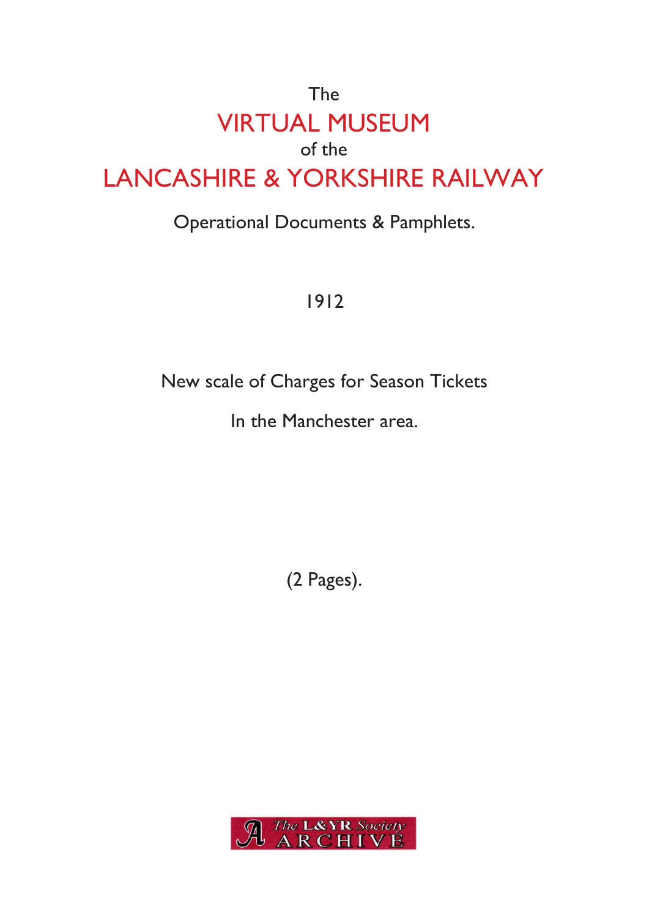The

# VIRTUAL MUSEUM

of the

# LANCASHIRE & YORKSHIRE RAILWAY

Operational Documents & Pamphlets.

1912

New scale of Charges for Season Tickets

In the Manchester area.

(2 Pages).

The L&YR Society ARCHIVE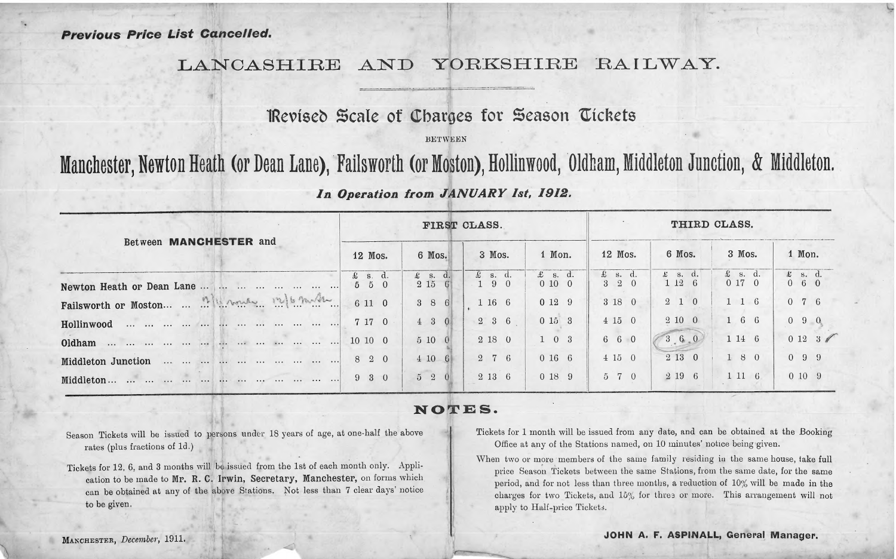***Previous Price List Cancelled.***

# LANCASHIRE AND YORKSHIRE RAILWAY.

## Revised Scale of Charges for Season Tickets

BETWEEN

## Manchester, Newton Heath (or Dean Lane), Failsworth (or Moston), Hollinwood, Oldham, Middleton Junction, & Middleton.

***In Operation from JANUARY 1st, 1912.***

| Between **MANCHESTER** and | FIRST CLASS. | | | | THIRD CLASS. | | | |
|---|---|---|---|---|---|---|---|---|
| | 12 Mos. | 6 Mos. | 3 Mos. | 1 Mon. | 12 Mos. | 6 Mos. | 3 Mos. | 1 Mon. |
| | £ s. d. | £ s. d. | £ s. d. | £ s. d. | £ s. d. | £ s. d. | £ s. d. | £ s. d. |
| Newton Heath or Dean Lane | 5 5 0 | 2 15 6 | 1 9 0 | 0 10 0 | 3 2 0 | 1 12 6 | 0 17 0 | 0 6 0 |
| Failsworth or Moston... 9/11 now... 12/6 Mostn | 6 11 0 | 3 8 6 | 1 16 6 | 0 12 9 | 3 18 0 | 2 1 0 | 1 1 6 | 0 7 6 |
| Hollinwood | 7 17 0 | 4 3 0 | 2 3 6 | 0 15 3 | 4 15 0 | 2 10 0 | 1 6 6 | 0 9 0 |
| Oldham | 10 10 0 | 5 10 0 | 2 18 0 | 1 0 3 | 6 6 0 | 3 6 0 | 1 14 6 | 0 12 3 |
| Middleton Junction | 8 2 0 | 4 10 6 | 2 7 6 | 0 16 6 | 4 15 0 | 2 13 0 | 1 8 0 | 0 9 9 |
| Middleton | 9 3 0 | 5 2 0 | 2 13 6 | 0 18 9 | 5 7 0 | 2 19 6 | 1 11 6 | 0 10 9 |

## NOTES.

Season Tickets will be issued to persons under 18 years of age, at one-half the above rates (plus fractions of 1d.)

Tickets for 12, 6, and 3 months will be issued from the 1st of each month only. Application to be made to **Mr. R. C. Irwin, Secretary, Manchester,** on forms which can be obtained at any of the above Stations. Not less than 7 clear days' notice to be given.

Tickets for 1 month will be issued from any date, and can be obtained at the Booking Office at any of the Stations named, on 10 minutes' notice being given.

When two or more members of the same family residing in the same house, take full price Season Tickets between the same Stations, from the same date, for the same period, and for not less than three months, a reduction of 10% will be made in the charges for two Tickets, and 15% for three or more. This arrangement will not apply to Half-price Tickets.

MANCHESTER, *December*, 1911.

**JOHN A. F. ASPINALL, General Manager.**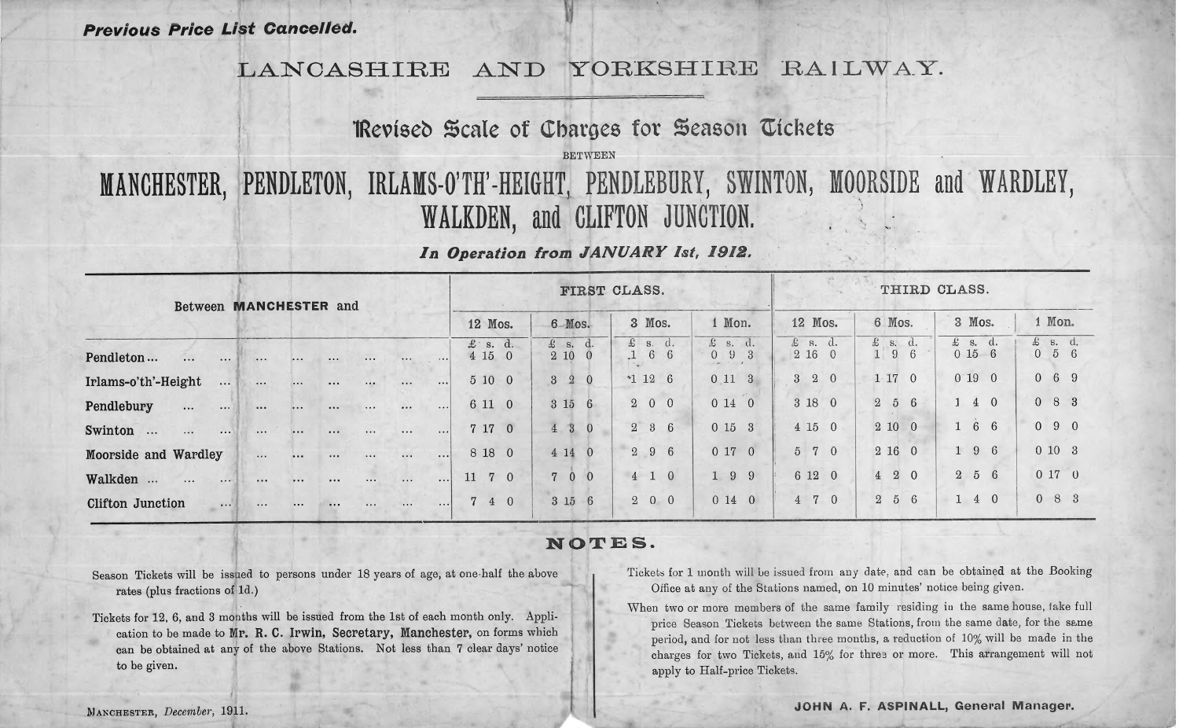***Previous Price List Cancelled.***

# LANCASHIRE AND YORKSHIRE RAILWAY.

## Revised Scale of Charges for Season Tickets

BETWEEN

## MANCHESTER, PENDLETON, IRLAMS-O'TH'-HEIGHT, PENDLEBURY, SWINTON, MOORSIDE and WARDLEY, WALKDEN, and CLIFTON JUNCTION.

***In Operation from JANUARY 1st, 1912.***

| Between MANCHESTER and | FIRST CLASS. | | | | THIRD CLASS. | | | |
|---|---|---|---|---|---|---|---|---|
| | 12 Mos. | 6 Mos. | 3 Mos. | 1 Mon. | 12 Mos. | 6 Mos. | 3 Mos. | 1 Mon. |
| | £ s. d. | £ s. d. | £ s. d. | £ s. d. | £ s. d. | £ s. d. | £ s. d. | £ s. d. |
| Pendleton ... | 4 15 0 | 2 10 0 | 1 6 6 | 0 9 3 | 2 16 0 | 1 9 6 | 0 15 6 | 0 5 6 |
| Irlams-o'th'-Height ... | 5 10 0 | 3 2 0 | *1 12 6 | 0 11 3 | 3 2 0 | 1 17 0 | 0 19 0 | 0 6 9 |
| Pendlebury ... | 6 11 0 | 3 15 6 | 2 0 0 | 0 14 0 | 3 18 0 | 2 5 6 | 1 4 0 | 0 8 3 |
| Swinton ... | 7 17 0 | 4 3 0 | 2 3 6 | 0 15 3 | 4 15 0 | 2 10 0 | 1 6 6 | 0 9 0 |
| Moorside and Wardley ... | 8 18 0 | 4 14 0 | 2 9 6 | 0 17 0 | 5 7 0 | 2 16 0 | 1 9 6 | 0 10 3 |
| Walkden ... | 11 7 0 | 7 0 0 | 4 1 0 | 1 9 9 | 6 12 0 | 4 2 0 | 2 5 6 | 0 17 0 |
| Clifton Junction ... | 7 4 0 | 3 15 6 | 2 0 0 | 0 14 0 | 4 7 0 | 2 5 6 | 1 4 0 | 0 8 3 |

## NOTES.

Season Tickets will be issued to persons under 18 years of age, at one-half the above rates (plus fractions of 1d.)

Tickets for 12, 6, and 3 months will be issued from the 1st of each month only. Application to be made to **Mr. R. C. Irwin, Secretary, Manchester,** on forms which can be obtained at any of the above Stations. Not less than 7 clear days' notice to be given.

Tickets for 1 month will be issued from any date, and can be obtained at the Booking Office at any of the Stations named, on 10 minutes' notice being given.

When two or more members of the same family residing in the same house, take full price Season Tickets between the same Stations, from the same date, for the same period, and for not less than three months, a reduction of 10% will be made in the charges for two Tickets, and 15% for three or more. This arrangement will not apply to Half-price Tickets.

MANCHESTER, *December*, 1911.

**JOHN A. F. ASPINALL, General Manager.**